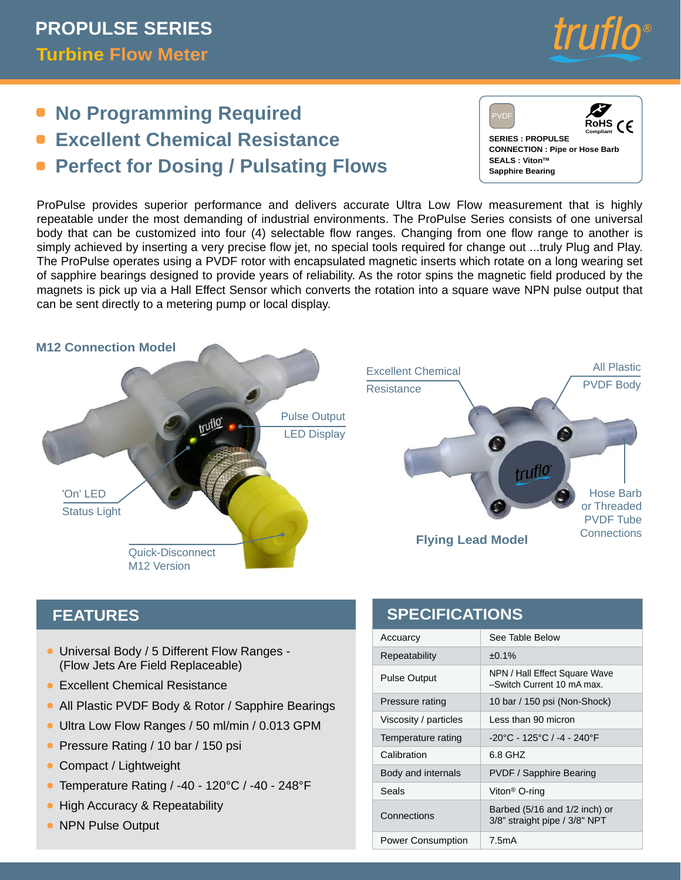# PROPULSE SERIES

## Turbine Flow Meter

truflo®

- **No Programming Required**
- **Excellent Chemical Resistance**
- **Perfect for Dosing / Pulsating Flows**

PVDF

RoHS Compliant CE

**SERIES : PROPULSE**
**CONNECTION : Pipe or Hose Barb**
**SEALS : Viton™**
**Sapphire Bearing**

ProPulse provides superior performance and delivers accurate Ultra Low Flow measurement that is highly repeatable under the most demanding of industrial environments. The ProPulse Series consists of one universal body that can be customized into four (4) selectable flow ranges. Changing from one flow range to another is simply achieved by inserting a very precise flow jet, no special tools required for change out ...truly Plug and Play. The ProPulse operates using a PVDF rotor with encapsulated magnetic inserts which rotate on a long wearing set of sapphire bearings designed to provide years of reliability. As the rotor spins the magnetic field produced by the magnets is pick up via a Hall Effect Sensor which converts the rotation into a square wave NPN pulse output that can be sent directly to a metering pump or local display.

**M12 Connection Model**

Pulse Output LED Display

'On' LED Status Light

Quick-Disconnect M12 Version

Excellent Chemical Resistance

All Plastic PVDF Body

Hose Barb or Threaded PVDF Tube Connections

**Flying Lead Model**

## FEATURES

- Universal Body / 5 Different Flow Ranges - (Flow Jets Are Field Replaceable)
- Excellent Chemical Resistance
- All Plastic PVDF Body & Rotor / Sapphire Bearings
- Ultra Low Flow Ranges / 50 ml/min / 0.013 GPM
- Pressure Rating / 10 bar / 150 psi
- Compact / Lightweight
- Temperature Rating / -40 - 120°C / -40 - 248°F
- High Accuracy & Repeatability
- NPN Pulse Output

## SPECIFICATIONS

| | |
|---|---|
| Acuarcy | See Table Below |
| Repeatability | ±0.1% |
| Pulse Output | NPN / Hall Effect Square Wave –Switch Current 10 mA max. |
| Pressure rating | 10 bar / 150 psi (Non-Shock) |
| Viscosity / particles | Less than 90 micron |
| Temperature rating | -20°C - 125°C / -4 - 240°F |
| Calibration | 6.8 GHZ |
| Body and internals | PVDF / Sapphire Bearing |
| Seals | Viton® O-ring |
| Connections | Barbed (5/16 and 1/2 inch) or 3/8" straight pipe / 3/8" NPT |
| Power Consumption | 7.5mA |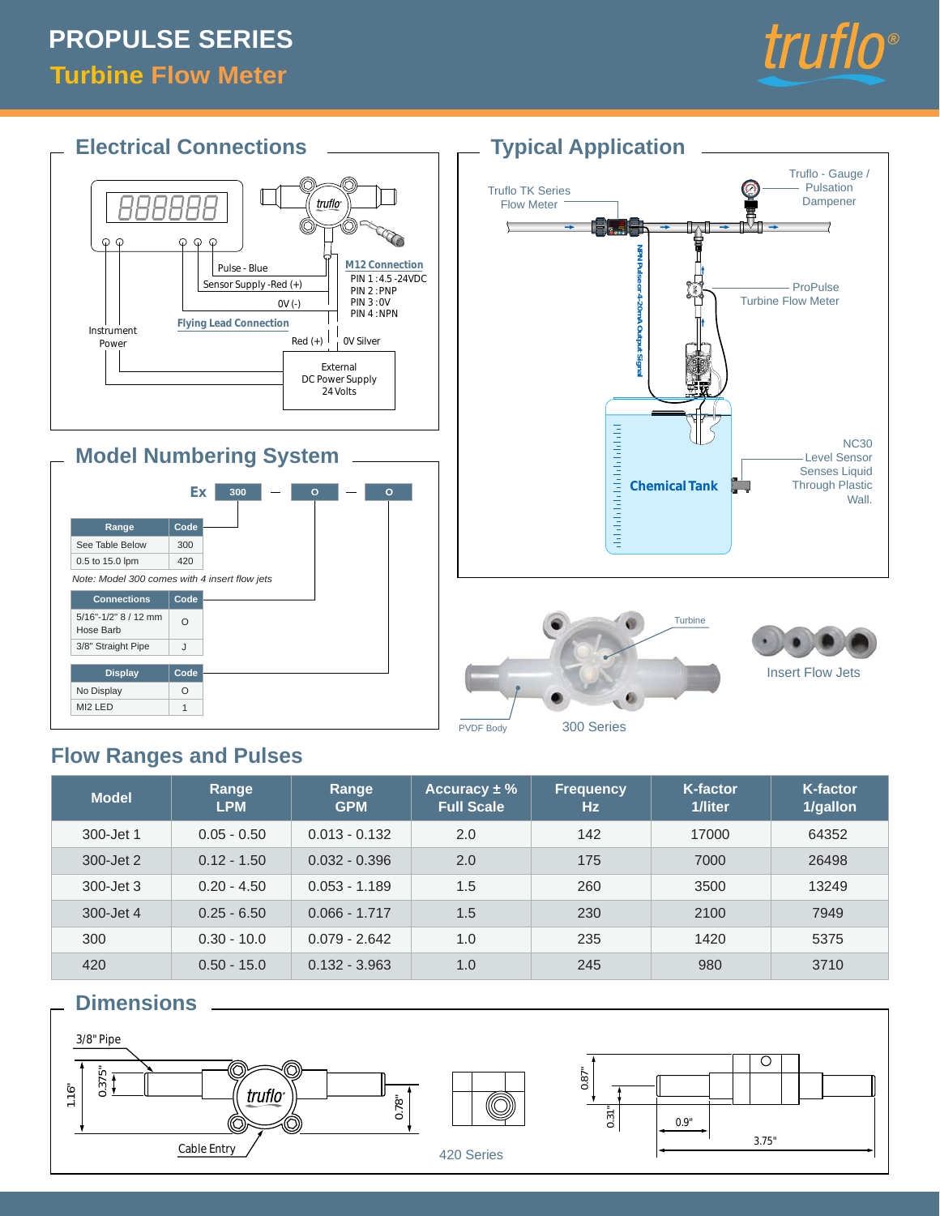# PROPULSE SERIES
## Turbine Flow Meter

truflo®

## Electrical Connections

Pulse - Blue
Sensor Supply -Red (+)
0V (-)
Instrument Power
Flying Lead Connection
M12 Connection
PIN 1 : 4.5 -24VDC
PIN 2 : PNP
PIN 3 : 0V
PIN 4 : NPN
Red (+)
0V Silver
External DC Power Supply 24 Volts

## Typical Application

Truflo TK Series Flow Meter
Truflo - Gauge / Pulsation Dampener
NPN Pulse or 4-20mA Output Signal
ProPulse Turbine Flow Meter
Chemical Tank
NC30 Level Sensor Senses Liquid Through Plastic Wall.

## Model Numbering System

Ex 300 — O — O

| Range | Code |
|---|---|
| See Table Below | 300 |
| 0.5 to 15.0 lpm | 420 |

*Note: Model 300 comes with 4 insert flow jets*

| Connections | Code |
|---|---|
| 5/16"-1/2" 8 / 12 mm Hose Barb | O |
| 3/8" Straight Pipe | J |

| Display | Code |
|---|---|
| No Display | O |
| MI2 LED | 1 |

Turbine
PVDF Body
300 Series
Insert Flow Jets

## Flow Ranges and Pulses

| Model | Range LPM | Range GPM | Accuracy ± % Full Scale | Frequency Hz | K-factor 1/liter | K-factor 1/gallon |
|---|---|---|---|---|---|---|
| 300-Jet 1 | 0.05 - 0.50 | 0.013 - 0.132 | 2.0 | 142 | 17000 | 64352 |
| 300-Jet 2 | 0.12 - 1.50 | 0.032 - 0.396 | 2.0 | 175 | 7000 | 26498 |
| 300-Jet 3 | 0.20 - 4.50 | 0.053 - 1.189 | 1.5 | 260 | 3500 | 13249 |
| 300-Jet 4 | 0.25 - 6.50 | 0.066 - 1.717 | 1.5 | 230 | 2100 | 7949 |
| 300 | 0.30 - 10.0 | 0.079 - 2.642 | 1.0 | 235 | 1420 | 5375 |
| 420 | 0.50 - 15.0 | 0.132 - 3.963 | 1.0 | 245 | 980 | 3710 |

## Dimensions

3/8" Pipe
1.16"
0.375"
0.78"
Cable Entry
420 Series
0.87"
0.31"
0.9"
3.75"